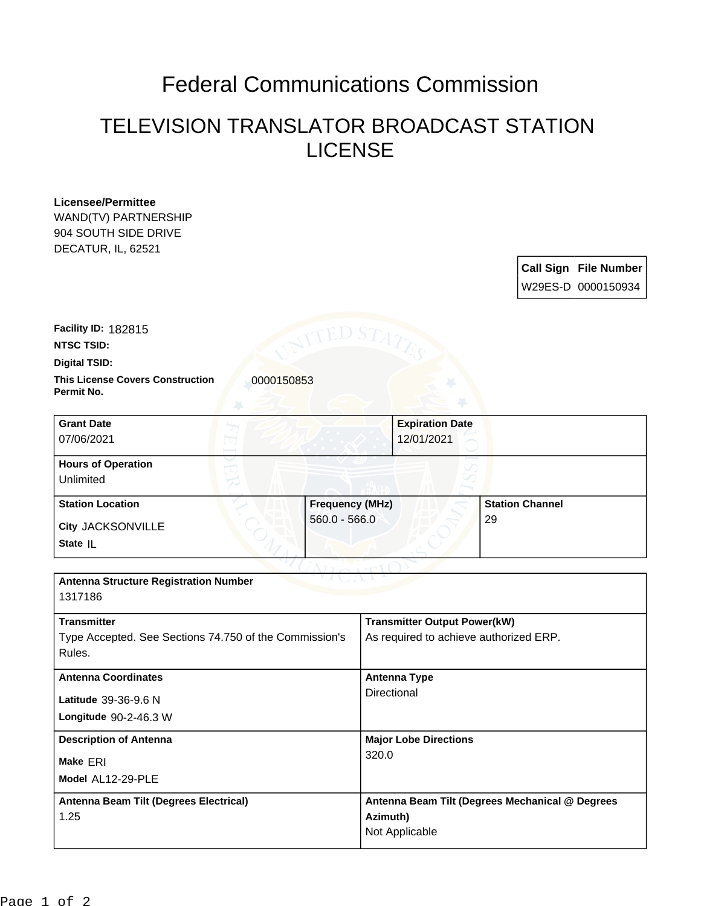# Federal Communications Commission

## TELEVISION TRANSLATOR BROADCAST STATION LICENSE

**Licensee/Permittee**
WAND(TV) PARTNERSHIP
904 SOUTH SIDE DRIVE
DECATUR, IL, 62521

| Call Sign | File Number |
|---|---|
| W29ES-D | 0000150934 |

**Facility ID:** 182815

**NTSC TSID:**

**Digital TSID:**

**This License Covers Construction Permit No.** 0000150853

| Grant Date | Expiration Date |
|---|---|
| 07/06/2021 | 12/01/2021 |

**Hours of Operation**
Unlimited

| Station Location | Frequency (MHz) | Station Channel |
|---|---|---|
| City JACKSONVILLE<br>State IL | 560.0 - 566.0 | 29 |

**Antenna Structure Registration Number**
1317186

| Transmitter | Transmitter Output Power(kW) |
|---|---|
| Type Accepted. See Sections 74.750 of the Commission's Rules. | As required to achieve authorized ERP. |

| Antenna Coordinates | Antenna Type |
|---|---|
| Latitude 39-36-9.6 N<br>Longitude 90-2-46.3 W | Directional |

| Description of Antenna | Major Lobe Directions |
|---|---|
| Make ERI<br>Model AL12-29-PLE | 320.0 |

| Antenna Beam Tilt (Degrees Electrical) | Antenna Beam Tilt (Degrees Mechanical @ Degrees Azimuth) |
|---|---|
| 1.25 | Not Applicable |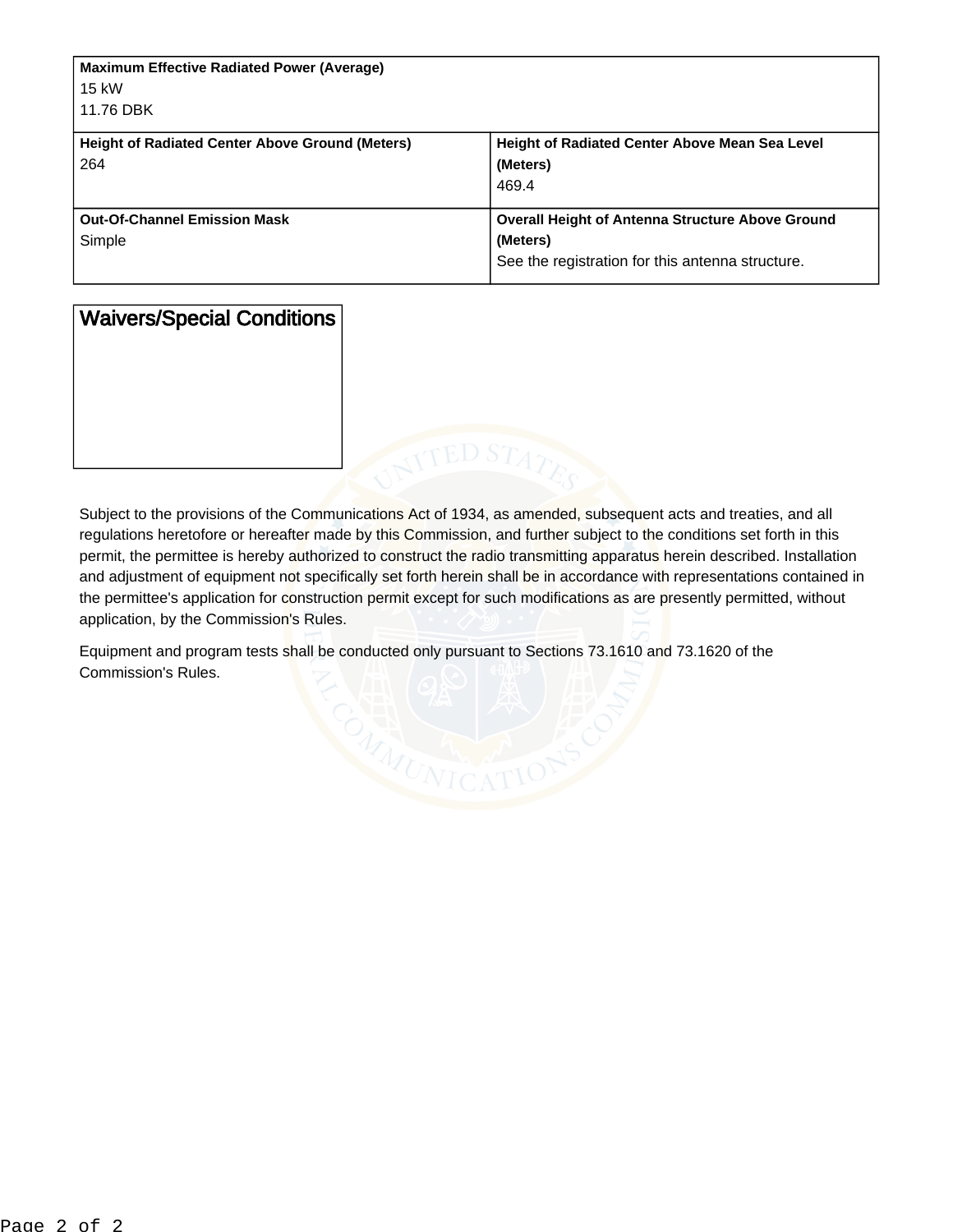| | |
|---|---|
| **Maximum Effective Radiated Power (Average)**<br>15 kW<br>11.76 DBK | |
| **Height of Radiated Center Above Ground (Meters)**<br>264 | **Height of Radiated Center Above Mean Sea Level (Meters)**<br>469.4 |
| **Out-Of-Channel Emission Mask**<br>Simple | **Overall Height of Antenna Structure Above Ground (Meters)**<br>See the registration for this antenna structure. |

## Waivers/Special Conditions

Subject to the provisions of the Communications Act of 1934, as amended, subsequent acts and treaties, and all regulations heretofore or hereafter made by this Commission, and further subject to the conditions set forth in this permit, the permittee is hereby authorized to construct the radio transmitting apparatus herein described. Installation and adjustment of equipment not specifically set forth herein shall be in accordance with representations contained in the permittee's application for construction permit except for such modifications as are presently permitted, without application, by the Commission's Rules.

Equipment and program tests shall be conducted only pursuant to Sections 73.1610 and 73.1620 of the Commission's Rules.